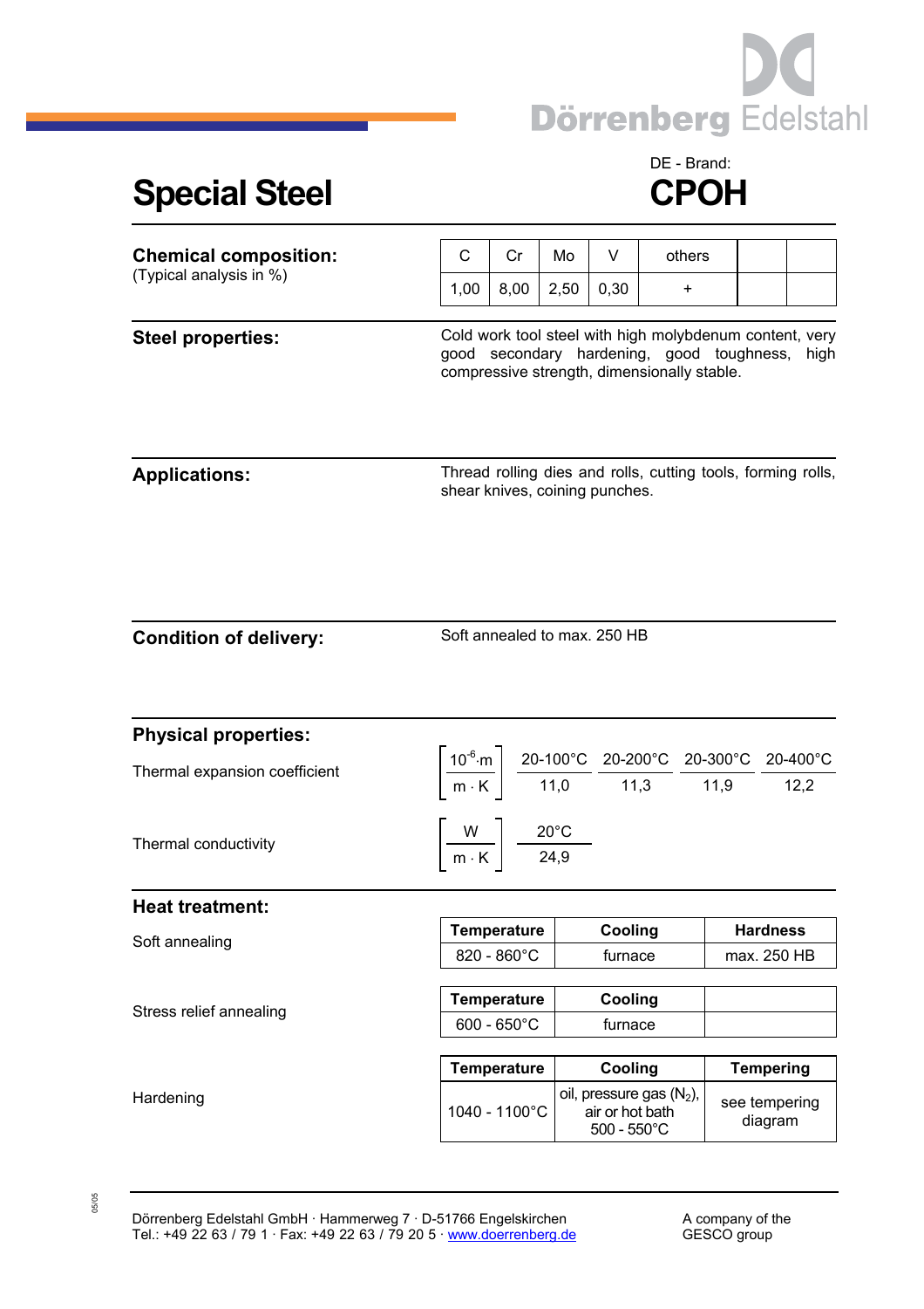Dörrenberg Edelstahl

# Special Steel

DE - Brand:

# CPOH

## Chemical composition:

(Typical analysis in %)

| C | Cr | Mo | V | others | | |
|---|---|---|---|---|---|---|
| 1,00 | 8,00 | 2,50 | 0,30 | + | | |

## Steel properties:

Cold work tool steel with high molybdenum content, very good secondary hardening, good toughness, high compressive strength, dimensionally stable.

## Applications:

Thread rolling dies and rolls, cutting tools, forming rolls, shear knives, coining punches.

## Condition of delivery:

Soft annealed to max. 250 HB

## Physical properties:

Thermal expansion coefficient $\left[\frac{10^{-6}\cdot m}{m \cdot K}\right]$

| 20-100°C | 20-200°C | 20-300°C | 20-400°C |
|---|---|---|---|
| 11,0 | 11,3 | 11,9 | 12,2 |

Thermal conductivity $\left[\frac{W}{m \cdot K}\right]$

| 20°C |
|---|
| 24,9 |

## Heat treatment:

Soft annealing

| Temperature | Cooling | Hardness |
|---|---|---|
| 820 - 860°C | furnace | max. 250 HB |

Stress relief annealing

| Temperature | Cooling | |
|---|---|---|
| 600 - 650°C | furnace | |

Hardening

| Temperature | Cooling | Tempering |
|---|---|---|
| 1040 - 1100°C | oil, pressure gas ($N_2$), air or hot bath 500 - 550°C | see tempering diagram |

05/05

Dörrenberg Edelstahl GmbH · Hammerweg 7 · D-51766 Engelskirchen
Tel.: +49 22 63 / 79 1 · Fax: +49 22 63 / 79 20 5 · www.doerrenberg.de

A company of the GESCO group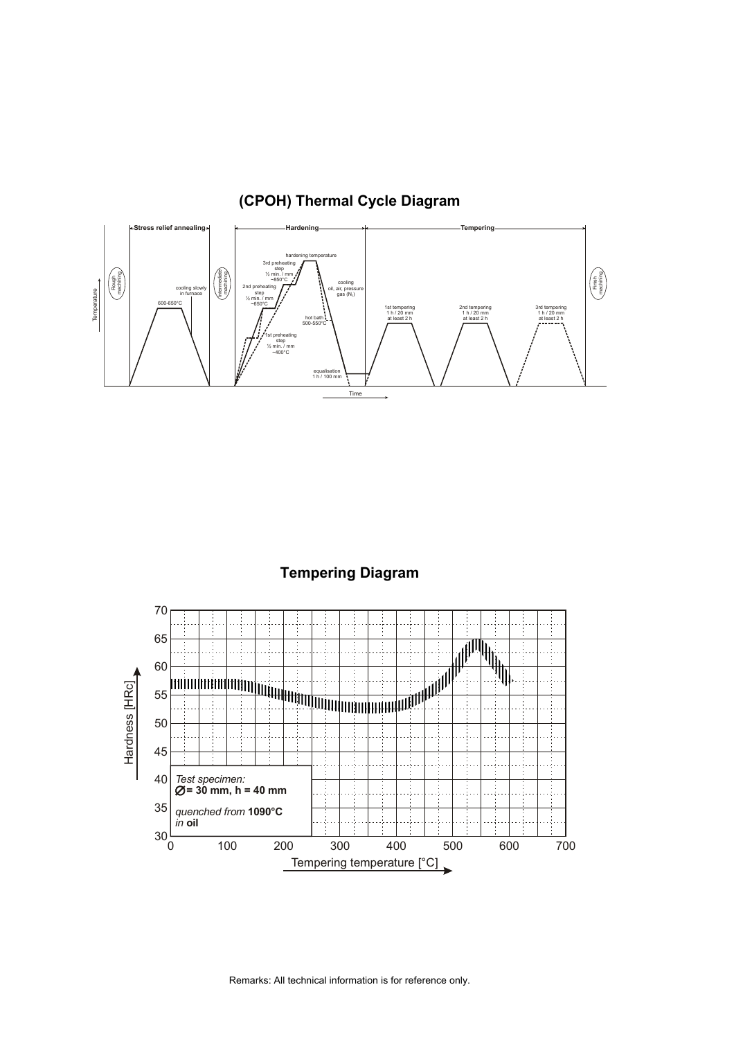## (CPOH) Thermal Cycle Diagram

Stress relief annealing

Hardening

Tempering

Temperature

Rough machining

600-650°C

cooling slowly in furnace

Intermediate machining

hardening temperature

3rd preheating step
½ min. / mm
~850°C

2nd preheating step
½ min. / mm
~650°C

1st preheating step
½ min. / mm
~400°C

cooling oil, air, pressure gas ($N_2$)

hot bath 500-550°C

equalisation 1 h / 100 mm

1st tempering
1 h / 20 mm
at least 2 h

2nd tempering
1 h / 20 mm
at least 2 h

3rd tempering
1 h / 20 mm
at least 2 h

Finish machining

Time

## Tempering Diagram

Hardness [HRc]

70
65
60
55
50
45
40
35
30

0 100 200 300 400 500 600 700

Tempering temperature [°C]

*Test specimen:*
**Ø = 30 mm, h = 40 mm**

*quenched from* **1090°C**
*in* **oil**

Remarks: All technical information is for reference only.